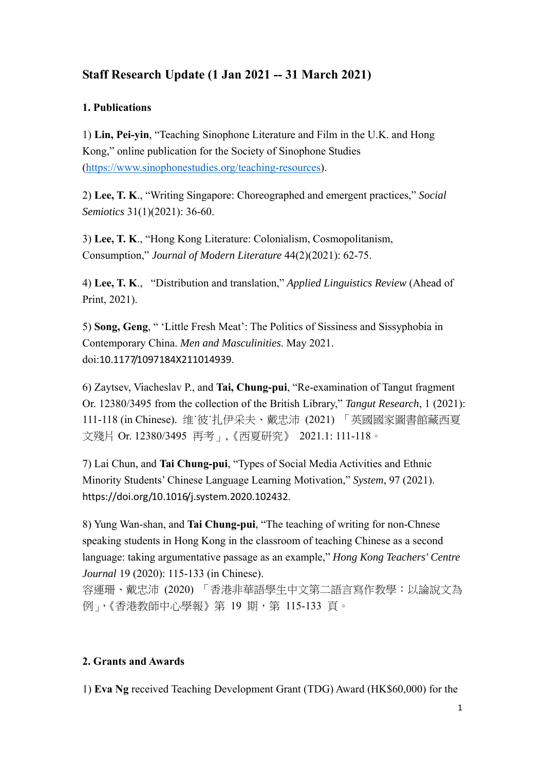## Staff Research Update (1 Jan 2021 -- 31 March 2021)

### 1. Publications

1) **Lin, Pei-yin**, "Teaching Sinophone Literature and Film in the U.K. and Hong Kong," online publication for the Society of Sinophone Studies (https://www.sinophonestudies.org/teaching-resources).

2) **Lee, T. K.**, "Writing Singapore: Choreographed and emergent practices," *Social Semiotics* 31(1)(2021): 36-60.

3) **Lee, T. K.**, "Hong Kong Literature: Colonialism, Cosmopolitanism, Consumption," *Journal of Modern Literature* 44(2)(2021): 62-75.

4) **Lee, T. K.**, "Distribution and translation," *Applied Linguistics Review* (Ahead of Print, 2021).

5) **Song, Geng**, " 'Little Fresh Meat': The Politics of Sissiness and Sissyphobia in Contemporary China. *Men and Masculinities*. May 2021. doi:10.1177/1097184X211014939.

6) Zaytsev, Viacheslav P., and **Tai, Chung-pui**, "Re-examination of Tangut fragment Or. 12380/3495 from the collection of the British Library," *Tangut Research*, 1 (2021): 111-118 (in Chinese). 维˙彼˙扎伊采夫、戴忠沛 (2021) 「英國國家圖書館藏西夏文殘片 Or. 12380/3495 再考」,《西夏研究》 2021.1: 111-118。

7) Lai Chun, and **Tai Chung-pui**, "Types of Social Media Activities and Ethnic Minority Students' Chinese Language Learning Motivation," *System*, 97 (2021). https://doi.org/10.1016/j.system.2020.102432.

8) Yung Wan-shan, and **Tai Chung-pui**, "The teaching of writing for non-Chnese speaking students in Hong Kong in the classroom of teaching Chinese as a second language: taking argumentative passage as an example," *Hong Kong Teachers' Centre Journal* 19 (2020): 115-133 (in Chinese).
容運珊、戴忠沛 (2020) 「香港非華語學生中文第二語言寫作教學：以論說文為例」,《香港教師中心學報》第 19 期，第 115-133 頁。

### 2. Grants and Awards

1) **Eva Ng** received Teaching Development Grant (TDG) Award (HK$60,000) for the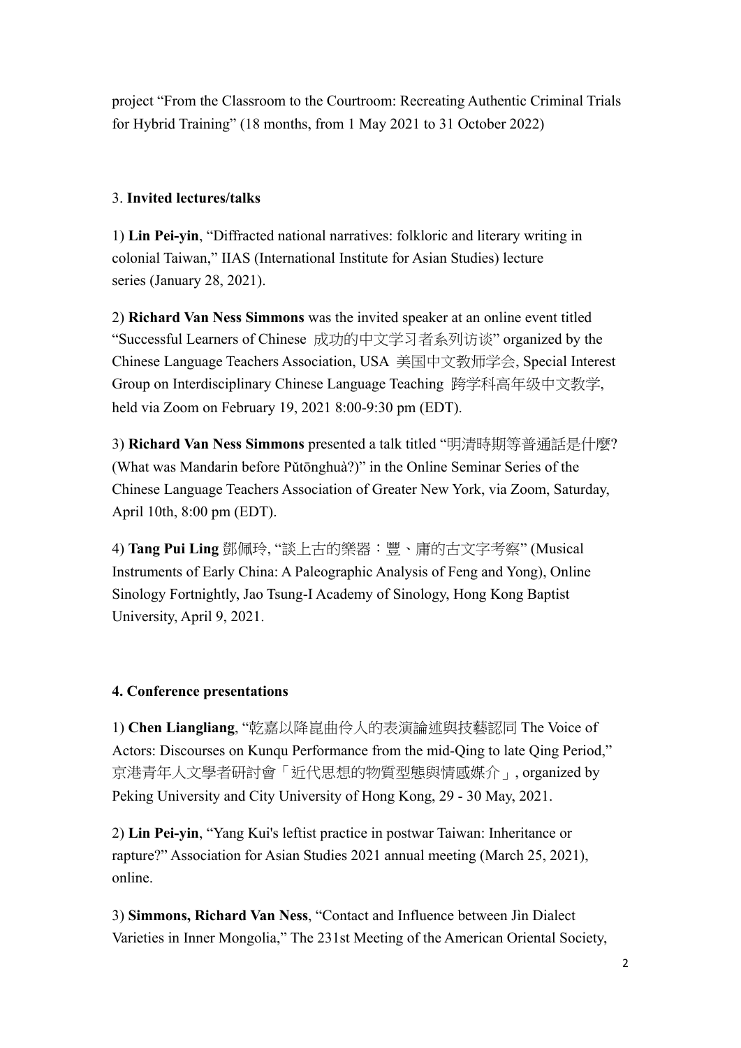project “From the Classroom to the Courtroom: Recreating Authentic Criminal Trials for Hybrid Training” (18 months, from 1 May 2021 to 31 October 2022)

3. **Invited lectures/talks**

1) **Lin Pei-yin**, “Diffracted national narratives: folkloric and literary writing in colonial Taiwan,” IIAS (International Institute for Asian Studies) lecture series (January 28, 2021).

2) **Richard Van Ness Simmons** was the invited speaker at an online event titled “Successful Learners of Chinese 成功的中文学习者系列访谈” organized by the Chinese Language Teachers Association, USA 美国中文教师学会, Special Interest Group on Interdisciplinary Chinese Language Teaching 跨学科高年级中文教学, held via Zoom on February 19, 2021 8:00-9:30 pm (EDT).

3) **Richard Van Ness Simmons** presented a talk titled “明清時期等普通話是什麼? (What was Mandarin before Pǔtōnghuà?)” in the Online Seminar Series of the Chinese Language Teachers Association of Greater New York, via Zoom, Saturday, April 10th, 8:00 pm (EDT).

4) **Tang Pui Ling** 鄧佩玲, “談上古的樂器：豐、庸的古文字考察” (Musical Instruments of Early China: A Paleographic Analysis of Feng and Yong), Online Sinology Fortnightly, Jao Tsung-I Academy of Sinology, Hong Kong Baptist University, April 9, 2021.

**4. Conference presentations**

1) **Chen Liangliang**, “乾嘉以降崑曲伶人的表演論述與技藝認同 The Voice of Actors: Discourses on Kunqu Performance from the mid-Qing to late Qing Period,” 京港青年人文學者研討會「近代思想的物質型態與情感媒介」, organized by Peking University and City University of Hong Kong, 29 - 30 May, 2021.

2) **Lin Pei-yin**, “Yang Kui's leftist practice in postwar Taiwan: Inheritance or rapture?” Association for Asian Studies 2021 annual meeting (March 25, 2021), online.

3) **Simmons, Richard Van Ness**, “Contact and Influence between Jìn Dialect Varieties in Inner Mongolia,” The 231st Meeting of the American Oriental Society,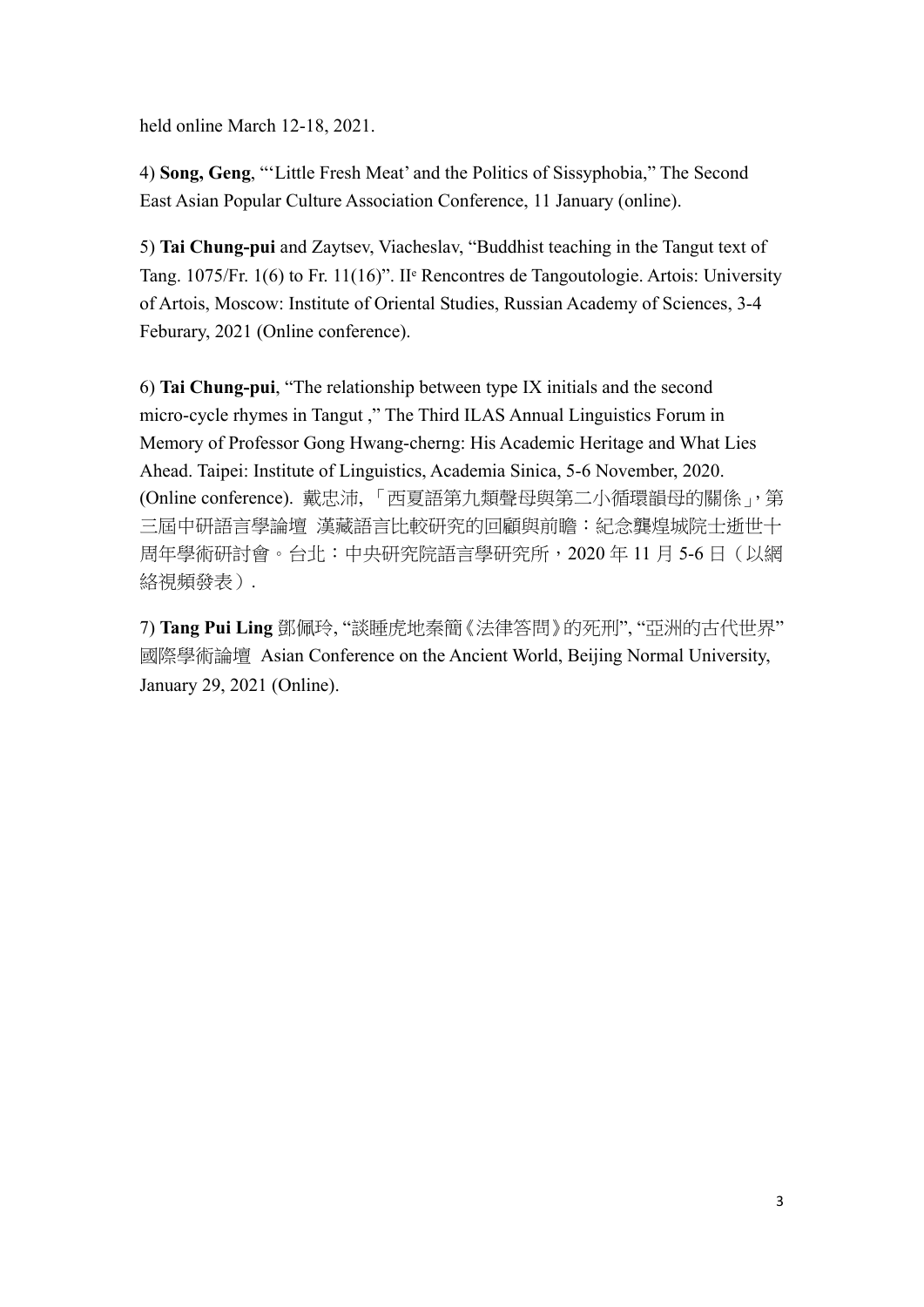held online March 12-18, 2021.

4) **Song, Geng**, "'Little Fresh Meat' and the Politics of Sissyphobia," The Second East Asian Popular Culture Association Conference, 11 January (online).

5) **Tai Chung-pui** and Zaytsev, Viacheslav, "Buddhist teaching in the Tangut text of Tang. 1075/Fr. 1(6) to Fr. 11(16)". II[e] Rencontres de Tangoutologie. Artois: University of Artois, Moscow: Institute of Oriental Studies, Russian Academy of Sciences, 3-4 Feburary, 2021 (Online conference).

6) **Tai Chung-pui**, "The relationship between type IX initials and the second micro-cycle rhymes in Tangut ," The Third ILAS Annual Linguistics Forum in Memory of Professor Gong Hwang-cherng: His Academic Heritage and What Lies Ahead. Taipei: Institute of Linguistics, Academia Sinica, 5-6 November, 2020. (Online conference). 戴忠沛, 「西夏語第九類聲母與第二小循環韻母的關係」, 第三屆中研語言學論壇 漢藏語言比較研究的回顧與前瞻：紀念龔煌城院士逝世十周年學術研討會。台北：中央研究院語言學研究所，2020 年 11 月 5-6 日（以網絡視頻發表）.

7) **Tang Pui Ling** 鄧佩玲, "談睡虎地秦簡《法律答問》的死刑", "亞洲的古代世界" 國際學術論壇 Asian Conference on the Ancient World, Beijing Normal University, January 29, 2021 (Online).